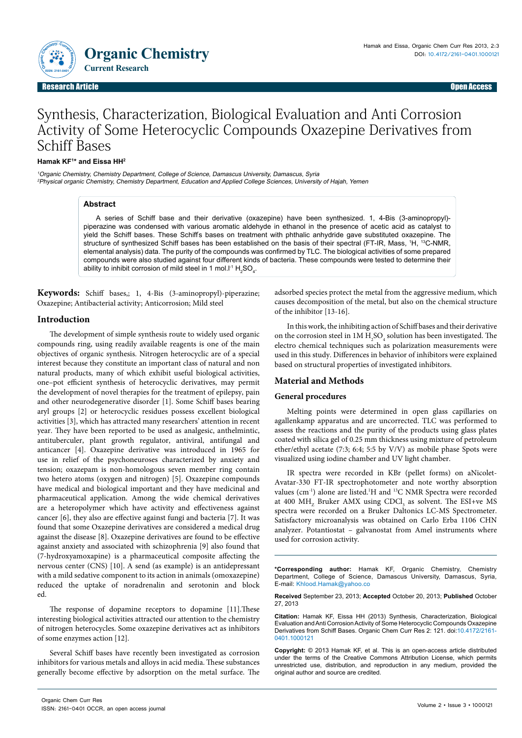Research Article | Open Access

# Synthesis, Characterization, Biological Evaluation and Anti Corrosion Activity of Some Heterocyclic Compounds Oxazepine Derivatives from Schiff Bases

**Hamak KF[1]* and Eissa HH[2]**

[1]Organic Chemistry, Chemistry Department, College of Science, Damascus University, Damascus, Syria
[2]Physical organic Chemistry, Chemistry Department, Education and Applied College Sciences, University of Hajah, Yemen

## Abstract

A series of Schiff base and their derivative (oxazepine) have been synthesized. 1, 4-Bis (3-aminopropyl)-piperazine was condensed with various aromatic aldehyde in ethanol in the presence of acetic acid as catalyst to yield the Schiff bases. These Schiff's bases on treatment with phthalic anhydride gave substituted oxazepine. The structure of synthesized Schiff bases has been established on the basis of their spectral (FT-IR, Mass, [1]H, [13]C-NMR, elemental analysis) data. The purity of the compounds was confirmed by TLC. The biological activities of some prepared compounds were also studied against four different kinds of bacteria. These compounds were tested to determine their ability to inhibit corrosion of mild steel in 1 mol.l$^{-1}$ $H_2SO_4$.

**Keywords:** Schiff bases,; 1, 4-Bis (3-aminopropyl)-piperazine; Oxazepine; Antibacterial activity; Anticorrosion; Mild steel

## Introduction

The development of simple synthesis route to widely used organic compounds ring, using readily available reagents is one of the main objectives of organic synthesis. Nitrogen heterocyclic are of a special interest because they constitute an important class of natural and non natural products, many of which exhibit useful biological activities, one–pot efficient synthesis of heterocyclic derivatives, may permit the development of novel therapies for the treatment of epilepsy, pain and other neurodegenerative disorder [1]. Some Schiff bases bearing aryl groups [2] or heterocyclic residues possess excellent biological activities [3], which has attracted many researchers' attention in recent year. They have been reported to be used as analgesic, anthelmintic, antituberculer, plant growth regulator, antiviral, antifungal and anticancer [4]. Oxazepine derivative was introduced in 1965 for use in relief of the psychoneuroses characterized by anxiety and tension; oxazepam is non-homologous seven member ring contain two hetero atoms (oxygen and nitrogen) [5]. Oxazepine compounds have medical and biological important and they have medicinal and pharmaceutical application. Among the wide chemical derivatives are a heteropolymer which have activity and effectiveness against cancer [6], they also are effective against fungi and bacteria [7]. It was found that some Oxazepine derivatives are considered a medical drug against the disease [8]. Oxazepine derivatives are found to be effective against anxiety and associated with schizophrenia [9] also found that (7-hydroxyamoxapine) is a pharmaceutical composite affecting the nervous center (CNS) [10]. A send (as example) is an antidepressant with a mild sedative component to its action in animals (omoxazepine) reduced the uptake of noradrenalin and serotonin and block ed.

The response of dopamine receptors to dopamine [11].These interesting biological activities attracted our attention to the chemistry of nitrogen heterocycles. Some oxazepine derivatives act as inhibitors of some enzymes action [12].

Several Schiff bases have recently been investigated as corrosion inhibitors for various metals and alloys in acid media. These substances generally become effective by adsorption on the metal surface. The adsorbed species protect the metal from the aggressive medium, which causes decomposition of the metal, but also on the chemical structure of the inhibitor [13-16].

In this work, the inhibiting action of Schiff bases and their derivative on the corrosion steel in 1M $H_2SO_4$ solution has been investigated. The electro chemical techniques such as polarization measurements were used in this study. Differences in behavior of inhibitors were explained based on structural properties of investigated inhibitors.

## Material and Methods

### General procedures

Melting points were determined in open glass capillaries on agallenkamp apparatus and are uncorrected. TLC was performed to assess the reactions and the purity of the products using glass plates coated with silica gel of 0.25 mm thickness using mixture of petroleum ether/ethyl acetate (7:3; 6:4; 5:5 by V/V) as mobile phase Spots were visualized using iodine chamber and UV light chamber.

IR spectra were recorded in KBr (pellet forms) on aNicolet-Avatar-330 FT-IR spectrophotometer and note worthy absorption values (cm$^{-1}$) alone are listed.[1]H and [13]C NMR Spectra were recorded at 400 $MH_Z$ Bruker AMX using $CDCl_3$ as solvent. The ESI+ve MS spectra were recorded on a Bruker Daltonics LC-MS Spectrometer. Satisfactory microanalysis was obtained on Carlo Erba 1106 CHN analyzer. Potantiostat – galvanostat from Amel instruments where used for corrosion activity.

**\*Corresponding author:** Hamak KF, Organic Chemistry, Chemistry Department, College of Science, Damascus University, Damascus, Syria, E-mail: Khlood.Hamak@yahoo.co

**Received** September 23, 2013; **Accepted** October 20, 2013; **Published** October 27, 2013

**Citation:** Hamak KF, Eissa HH (2013) Synthesis, Characterization, Biological Evaluation and Anti Corrosion Activity of Some Heterocyclic Compounds Oxazepine Derivatives from Schiff Bases. Organic Chem Curr Res 2: 121. doi:10.4172/2161-0401.1000121

**Copyright:** © 2013 Hamak KF, et al. This is an open-access article distributed under the terms of the Creative Commons Attribution License, which permits unrestricted use, distribution, and reproduction in any medium, provided the original author and source are credited.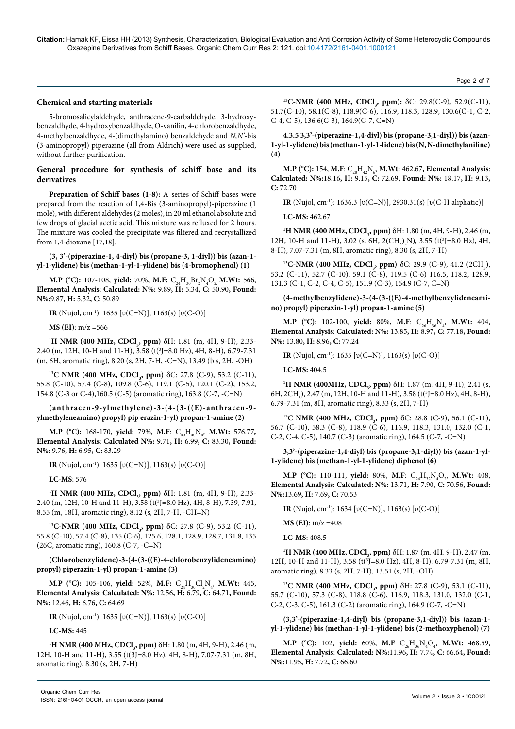## Chemical and starting materials

5-bromosalicylaldehyde, anthracene-9-carbaldehyde, 3-hydroxybenzaldehyde, 4-hydroxybenzaldehyde, O-vanilin, 4-chlorobenzaldehyde, 4-methylbenzaldhyde, 4-(dimethylamino) benzaldehyde and *N,N'*-bis (3-aminopropyl) piperazine (all from Aldrich) were used as supplied, without further purification.

## General procedure for synthesis of schiff base and its derivatives

**Preparation of Schiff bases (1-8):** A series of Schiff bases were prepared from the reaction of 1,4-Bis (3-aminopropyl)-piperazine (1 mole), with different aldehydes (2 moles), in 20 ml ethanol absolute and few drops of glacial acetic acid. This mixture was refluxed for 2 hours. The mixture was cooled the precipitate was filtered and recrystallized from 1,4-dioxane [17,18].

**(3, 3'-(piperazine-1, 4-diyl) bis (propane-3, 1-diyl)) bis (azan-1-yl-1-ylidene) bis (methan-1-yl-1-ylidene) bis (4-bromophenol) (1)**

**M.P (°C):** 107-108, **yield:** 70%, **M.F:** $C_{24}H_{30}Br_2N_4O_2$ **M.Wt:** 566, **Elemental Analysis**: **Calculated: N%:** 9.89, **H:** 5.34, **C:** 50.90, **Found: N%:**9.87, **H:** 5.32, **C:** 50.89

**IR** (Nujol, $cm^{-1}$): 1635 [υ(C=N)], 1163(s) [υ(C-O)]

**MS (EI)**: m/z =566

**$^1$H NMR (400 MHz, $CDCl_3$, ppm)** δH: 1.81 (m, 4H, 9-H), 2.33-2.40 (m, 12H, 10-H and 11-H), 3.58 (t($^3$J=8.0 Hz), 4H, 8-H), 6.79-7.31 (m, 6H, aromatic ring), 8.20 (s, 2H, 7-H, -C=N), 13.49 (b s, 2H, -OH)

**$^{13}$C NMR (400 MHz, $CDCl_3$, ppm)** δC: 27.8 (C-9), 53.2 (C-11), 55.8 (C-10), 57.4 (C-8), 109.8 (C-6), 119.1 (C-5), 120.1 (C-2), 153.2, 154.8 (C-3 or C-4),160.5 (C-5) (aromatic ring), 163.8 (C-7, -C=N)

**(anthracen-9-ylmethylene)-3-(4-(3-((E)-anthracen-9-ylmethyleneamino) propyl) pip erazin-1-yl) propan-1-amine (2)**

**M.P (°C):** 168-170, **yield:** 79%, **M.F**: $C_{40}H_{40}N_4$, **M.Wt:** 576.77, **Elemental Analysis**: **Calculated N%:** 9.71, **H:** 6.99, **C:** 83.30, **Found: N%:** 9.76, **H:** 6.95, **C:** 83.29

**IR** (Nujol, $cm^{-1}$): 1635 [υ(C=N)], 1163(s) [υ(C-O)]

**LC-MS**: 576

**$^1$H NMR (400 MHz, $CDCl_3$, ppm)** δH: 1.81 (m, 4H, 9-H), 2.33-2.40 (m, 12H, 10-H and 11-H), 3.58 (t($^3$J=8.0 Hz), 4H, 8-H), 7.39, 7.91, 8.55 (m, 18H, aromatic ring), 8.12 (s, 2H, 7-H, -CH=N)

**$^{13}$C-NMR (400 MHz, $CDCl_3$, ppm)** δC: 27.8 (C-9), 53.2 (C-11), 55.8 (C-10), 57.4 (C-8), 135 (C-6), 125.6, 128.1, 128.9, 128.7, 131.8, 135 (26C, aromatic ring), 160.8 (C-7, -C=N)

**(Chlorobenzylidene)-3-(4-(3-((E)-4-chlorobenzylideneamino) propyl) piperazin-1-yl) propan-1-amine (3)**

**M.P (°C):** 105-106, **yield:** 52%, **M.F:** $C_{24}H_{30}Cl_2N_4$, **M.Wt:** 445, **Elemental Analysis**: **Calculated: N%:** 12.56, **H:** 6.79, **C:** 64.71, **Found: N%:** 12.46, **H:** 6.76, **C:** 64.69

**IR** (Nujol, $cm^{-1}$): 1635 [υ(C=N)], 1163(s) [υ(C-O)]

**LC-MS:** 445

**$^1$H NMR (400 MHz, $CDCl_3$, ppm)** δH: 1.80 (m, 4H, 9-H), 2.46 (m, 12H, 10-H and 11-H), 3.55 (t(3J=8.0 Hz), 4H, 8-H), 7.07-7.31 (m, 8H, aromatic ring), 8.30 (s, 2H, 7-H)

**$^{13}$C-NMR (400 MHz, $CDCl_3$, ppm):** δC: 29.8(C-9), 52.9(C-11), 51.7(C-10), 58.1(C-8), 118.9(C-6), 116.9, 118.3, 128.9, 130.6(C-1, C-2, C-4, C-5), 136.6(C-3), 164.9(C-7, C=N)

**4.3.5 3,3'-(piperazine-1,4-diyl) bis (propane-3,1-diyl)) bis (azan-1-yl-1-ylidene) bis (methan-1-yl-1-lidene) bis (N, N-dimethylaniline) (4)**

**M.P (°C):** 154, **M.F**: $C_{28}H_{42}N_6$, **M.Wt:** 462.67, **Elemental Analysis**: **Calculated: N%:**18.16, **H:** 9.15, **C:** 72.69, **Found: N%:** 18.17, **H:** 9.13, **C:** 72.70

**IR** (Nujol, $cm^{-1}$): 1636.3 [υ(C=N)], 2930.31(s) [υ(C-H aliphatic)]

**LC-MS:** 462.67

**$^1$H NMR (400 MHz, $CDCl_3$, ppm)** δH: 1.80 (m, 4H, 9-H), 2.46 (m, 12H, 10-H and 11-H), 3.02 (s, 6H, $2(CH_3)_2N$), 3.55 (t($^3$J=8.0 Hz), 4H, 8-H), 7.07-7.31 (m, 8H, aromatic ring), 8.30 (s, 2H, 7-H)

**$^{13}$C-NMR (400 MHz, $CDCl_3$, ppm)** δC: 29.9 (C-9), 41.2 ($2CH_3$), 53.2 (C-11), 52.7 (C-10), 59.1 (C-8), 119.5 (C-6) 116.5, 118.2, 128.9, 131.3 (C-1, C-2, C-4, C-5), 151.9 (C-3), 164.9 (C-7, C=N)

**(4-methylbenzylidene)-3-(4-(3-((E)-4-methylbenzylideneamino) propyl) piperazin-1-yl) propan-1-amine (5)**

**M.P (°C):** 102-100, **yield:** 80%, **M.F:** $C_{26}H_{36}N_4$, **M.Wt:** 404, **Elemental Analysis**: **Calculated: N%:** 13.85, **H:** 8.97, **C:** 77.18, **Found: N%:** 13.80, **H:** 8.96, **C:** 77.24

**IR** (Nujol, $cm^{-1}$): 1635 [υ(C=N)], 1163(s) [υ(C-O)]

**LC-MS:** 404.5

**$^1$H NMR (400MHz, $CDCl_3$, ppm)** δH: 1.87 (m, 4H, 9-H), 2.41 (s, 6H, $2CH_3$), 2.47 (m, 12H, 10-H and 11-H), 3.58 (t($^3$J=8.0 Hz), 4H, 8-H), 6.79-7.31 (m, 8H, aromatic ring), 8.33 (s, 2H, 7-H)

**$^{13}$C NMR (400 MHz, $CDCl_3$, ppm)** δC: 28.8 (C-9), 56.1 (C-11), 56.7 (C-10), 58.3 (C-8), 118.9 (C-6), 116.9, 118.3, 131.0, 132.0 (C-1, C-2, C-4, C-5), 140.7 (C-3) (aromatic ring), 164.5 (C-7, -C=N)

**3,3'-(piperazine-1,4-diyl) bis (propane-3,1-diyl)) bis (azan-1-yl-1-ylidene) bis (methan-1-yl-1-ylidene) diphenol (6)**

**M.P (°C):** 110-111, **yield:** 80%, **M.F:** $C_{24}H_{32}N_4O_2$, **M.Wt:** 408, **Elemental Analysis**: **Calculated: N%:** 13.71, **H:** 7.90, **C:** 70.56, **Found: N%:**13.69, **H:** 7.69, **C:** 70.53

**IR** (Nujol, $cm^{-1}$): 1634 [υ(C=N)], 1163(s) [υ(C-O)]

**MS (EI)**: m/z =408

**LC-MS**: 408.5

**$^1$H NMR (400 MHz, $CDCl_3$, ppm)** δH: 1.87 (m, 4H, 9-H), 2.47 (m, 12H, 10-H and 11-H), 3.58 (t($^3$J=8.0 Hz), 4H, 8-H), 6.79-7.31 (m, 8H, aromatic ring), 8.33 (s, 2H, 7-H), 13.51 (s, 2H, -OH)

**$^{13}$C NMR (400 MHz, $CDCl_3$, ppm)** δH: 27.8 (C-9), 53.1 (C-11), 55.7 (C-10), 57.3 (C-8), 118.8 (C-6), 116.9, 118.3, 131.0, 132.0 (C-1, C-2, C-3, C-5), 161.3 (C-2) (aromatic ring), 164.9 (C-7, -C=N)

**(3,3'-(piperazine-1,4-diyl) bis (propane-3,1-diyl)) bis (azan-1-yl-1-ylidene) bis (methan-1-yl-1-ylidene) bis (2-methoxyphenol) (7)**

**M.P (°C):** 102, **yield:** 60%, **M.F** $C_{26}H_{36}N_4O_4$, **M.Wt:** 468.59, **Elemental Analysis**: **Calculated: N%:**11.96, **H:** 7.74, **C:** 66.64, **Found: N%:**11.95, **H:** 7.72, **C:** 66.60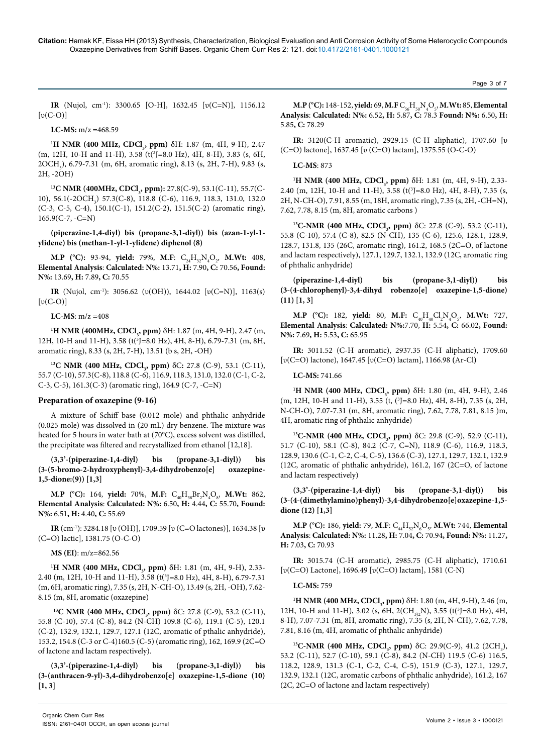**IR** (Nujol, $cm^{-1}$): 3300.65 [O-H], 1632.45 [υ(C=N)], 1156.12 [υ(C-O)]

**LC-MS:** m/z =468.59

**$^1$H NMR (400 MHz, $CDCl_3$, ppm)** δH: 1.87 (m, 4H, 9-H), 2.47 (m, 12H, 10-H and 11-H), 3.58 (t($^3$J=8.0 Hz), 4H, 8-H), 3.83 (s, 6H, 2$OCH_3$), 6.79-7.31 (m, 6H, aromatic ring), 8.13 (s, 2H, 7-H), 9.83 (s, 2H, -2OH)

**$^{13}$C NMR (400MHz, $CDCl_3$, ppm):** 27.8(C-9), 53.1(C-11), 55.7(C-10), 56.1(-2$OCH_3$) 57.3(C-8), 118.8 (C-6), 116.9, 118.3, 131.0, 132.0 (C-3, C-5, C-4), 150.1(C-1), 151.2(C-2), 151.5(C-2) (aromatic ring), 165.9(C-7, -C=N)

**(piperazine-1,4-diyl) bis (propane-3,1-diyl)) bis (azan-1-yl-1-ylidene) bis (methan-1-yl-1-ylidene) diphenol (8)**

**M.P (°C):** 93-94, **yield:** 79%, **M.F**: $C_{24}H_{32}N_4O_2$, **M.Wt:** 408, **Elemental Analysis**: **Calculated: N%:** 13.71**, H:** 7.90**, C:** 70.56**, Found: N%:** 13.69**, H:** 7.89**, C:** 70.55

**IR** (Nujol, $cm^{-1}$): 3056.62 (υ(OH)), 1644.02 [υ(C=N)], 1163(s) [υ(C-O)]

**LC-MS**: m/z =408

**$^1$H NMR (400MHz, $CDCl_3$, ppm)** δH: 1.87 (m, 4H, 9-H), 2.47 (m, 12H, 10-H and 11-H), 3.58 (t($^3$J=8.0 Hz), 4H, 8-H), 6.79-7.31 (m, 8H, aromatic ring), 8.33 (s, 2H, 7-H), 13.51 (b s, 2H, -OH)

**$^{13}$C NMR (400 MHz, $CDCl_3$, ppm)** δC: 27.8 (C-9), 53.1 (C-11), 55.7 (C-10), 57.3(C-8), 118.8 (C-6), 116.9, 118.3, 131.0, 132.0 (C-1, C-2, C-3, C-5), 161.3(C-3) (aromatic ring), 164.9 (C-7, -C=N)

### Preparation of oxazepine (9-16)

A mixture of Schiff base (0.012 mole) and phthalic anhydride (0.025 mole) was dissolved in (20 mL) dry benzene. The mixture was heated for 5 hours in water bath at (70°C), excess solvent was distilled, the precipitate was filtered and recrystallized from ethanol [12,18].

**(3,3'-(piperazine-1,4-diyl) bis (propane-3,1-diyl)) bis (3-(5-bromo-2-hydroxyphenyl)-3,4-dihydrobenzo[e] oxazepine-1,5-dione:(9)) [1,3]**

**M.P (°C):** 164, **yield:** 70%, **M.F:** $C_{40}H_{38}Br_2N_4O_8$, **M.Wt:** 862, **Elemental Analysis**: **Calculated: N%:** 6.50**, H:** 4.44**, C:** 55.70**, Found: N%:** 6.51**, H:** 4.40**, C:** 55.69

**IR** ($cm^{-1}$): 3284.18 [υ (OH)], 1709.59 [υ (C=O lactones)], 1634.38 [υ (C=O) lactic], 1381.75 (O-C-O)

**MS (EI)**: m/z=862.56

**$^1$H NMR (400 MHz, $CDCl_3$, ppm)** δH: 1.81 (m, 4H, 9-H), 2.33-2.40 (m, 12H, 10-H and 11-H), 3.58 (t($^3$J=8.0 Hz), 4H, 8-H), 6.79-7.31 (m, 6H, aromatic ring), 7.35 (s, 2H, N-CH-O), 13.49 (s, 2H, -OH), 7.62-8.15 (m, 8H, aromatic (oxazepine)

**$^{13}$C NMR (400 MHz, $CDCl_3$, ppm)** δC: 27.8 (C-9), 53.2 (C-11), 55.8 (C-10), 57.4 (C-8), 84.2 (N-CH) 109.8 (C-6), 119.1 (C-5), 120.1 (C-2), 132.9, 132.1, 129.7, 127.1 (12C, aromatic of pthalic anhydride), 153.2, 154.8 (C-3 or C-4)160.5 (C-5) (aromatic ring), 162, 169.9 (2C=O of lactone and lactam respectively).

**(3,3'-(piperazine-1,4-diyl) bis (propane-3,1-diyl)) bis (3-(anthracen-9-yl)-3,4-dihydrobenzo[e] oxazepine-1,5-dione (10) [1, 3]**

**M.P (°C):** 148-152, **yield:** 69, **M.F** $C_{56}H_{50}N_4O_5$, **M.Wt:** 85, **Elemental Analysis**: **Calculated: N%:** 6.52**, H:** 5.87**, C:** 78.3 **Found: N%:** 6.50**, H:** 5.85**, C:** 78.29

**IR:** 3120(C-H aromatic), 2929.15 (C-H aliphatic), 1707.60 [υ (C=O) lactone], 1637.45 [υ (C=O) lactam], 1375.55 (O-C-O)

**LC-MS**: 873

**$^1$H NMR (400 MHz, $CDCl_3$, ppm)** δH: 1.81 (m, 4H, 9-H), 2.33-2.40 (m, 12H, 10-H and 11-H), 3.58 (t($^3$J=8.0 Hz), 4H, 8-H), 7.35 (s, 2H, N-CH-O), 7.91, 8.55 (m, 18H, aromatic ring), 7.35 (s, 2H, -CH=N), 7.62, 7.78, 8.15 (m, 8H, aromatic carbons )

**$^{13}$C-NMR (400 MHz, $CDCl_3$, ppm)** δC: 27.8 (C-9), 53.2 (C-11), 55.8 (C-10), 57.4 (C-8), 82.5 (N-CH), 135 (C-6), 125.6, 128.1, 128.9, 128.7, 131.8, 135 (26C, aromatic ring), 161.2, 168.5 (2C=O, of lactone and lactam respectively), 127.1, 129.7, 132.1, 132.9 (12C, aromatic ring of phthalic anhydride)

**(piperazine-1,4-diyl) bis (propane-3,1-diyl)) bis (3-(4-chlorophenyl)-3,4-dihyd robenzo[e] oxazepine-1,5-dione) (11) [1, 3]**

**M.P (°C):** 182, **yield:** 80, **M.F:** $C_{40}H_{40}Cl_2N_4O_5$, **M.Wt:** 727, **Elemental Analysis**: **Calculated: N%:**7.70, **H:** 5.54**, C:** 66.02**, Found: N%:** 7.69, **H:** 5.53**, C:** 65.95

**IR:** 3011.52 (C-H aromatic), 2937.35 (C-H aliphatic), 1709.60 [υ(C=O) lactone), 1647.45 [υ(C=O) lactam], 1166.98 (Ar-Cl)

**LC-MS:** 741.66

**$^1$H NMR (400 MHz, $CDCl_3$, ppm)** δH: 1.80 (m, 4H, 9-H), 2.46 (m, 12H, 10-H and 11-H), 3.55 (t, ($^3$J=8.0 Hz), 4H, 8-H), 7.35 (s, 2H, N-CH-O), 7.07-7.31 (m, 8H, aromatic ring), 7.62, 7.78, 7.81, 8.15 )m, 4H, aromatic ring of phthalic anhydride)

**$^{13}$C-NMR (400 MHz, $CDCl_3$, ppm)** δC: 29.8 (C-9), 52.9 (C-11), 51.7 (C-10), 58.1 (C-8), 84.2 (C-7, C=N), 118.9 (C-6), 116.9, 118.3, 128.9, 130.6 (C-1, C-2, C-4, C-5), 136.6 (C-3), 127.1, 129.7, 132.1, 132.9 (12C, aromatic of phthalic anhydride), 161.2, 167 (2C=O, of lactone and lactam respectively)

**(3,3'-(piperazine-1,4-diyl) bis (propane-3,1-diyl)) bis (3-(4-(dimethylamino)phenyl)-3,4-dihydrobenzo[e]oxazepine-1,5-dione (12) [1,3]**

**M.P (°C):** 186, **yield:** 79, **M.F**: $C_{44}H_{52}N_6O_5$, **M.Wt:** 744, **Elemental Analysis**: **Calculated: N%:** 11.28**, H:** 7.04**, C:** 70.94**, Found: N%:** 11.27**, H:** 7.03**, C:** 70.93

**IR:** 3015.74 (C-H aromatic), 2985.75 (C-H aliphatic), 1710.61 [υ(C=O) Lactone], 1696.49 [υ(C=O) lactam], 1581 (C-N)

**LC-MS:** 759

**$^1$H NMR (400 MHz, $CDCl_3$, ppm)** δH: 1.80 (m, 4H, 9-H), 2.46 (m, 12H, 10-H and 11-H), 3.02 (s, 6H, 2$(CH_3)_2$N), 3.55 (t($^3$J=8.0 Hz), 4H, 8-H), 7.07-7.31 (m, 8H, aromatic ring), 7.35 (s, 2H, N-CH), 7.62, 7.78, 7.81, 8.16 (m, 4H, aromatic of phthalic anhydride)

**$^{13}$C-NMR (400 MHz, $CDCl_3$, ppm)** δC: 29.9(C-9), 41.2 (2$CH_3$), 53.2 (C-11), 52.7 (C-10), 59.1 (C-8), 84.2 (N-CH) 119.5 (C-6) 116.5, 118.2, 128.9, 131.3 (C-1, C-2, C-4, C-5), 151.9 (C-3), 127.1, 129.7, 132.9, 132.1 (12C, aromatic carbons of phthalic anhydride), 161.2, 167 (2C, 2C=O of lactone and lactam respectively)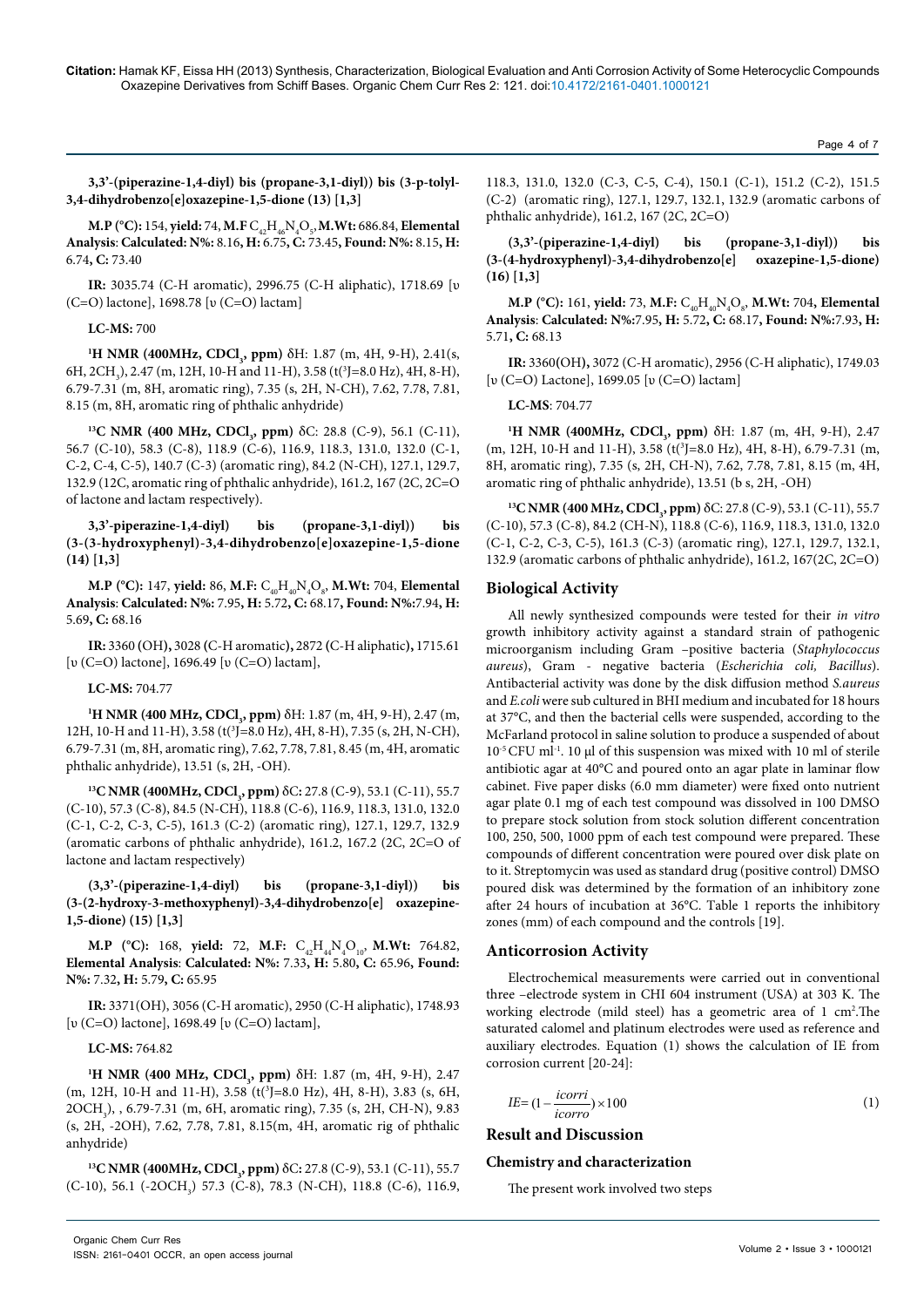**3,3'-(piperazine-1,4-diyl) bis (propane-3,1-diyl)) bis (3-p-tolyl-3,4-dihydrobenzo[e]oxazepine-1,5-dione (13) [1,3]**

**M.P (°C):** 154, **yield:** 74, **M.F** $C_{42}H_{46}N_4O_5$, **M.Wt:** 686.84, **Elemental Analysis**: **Calculated: N%:** 8.16**, H:** 6.75**, C:** 73.45**, Found: N%:** 8.15**, H:** 6.74**, C:** 73.40

**IR:** 3035.74 (C-H aromatic), 2996.75 (C-H aliphatic), 1718.69 [υ (C=O) lactone], 1698.78 [υ (C=O) lactam]

**LC-MS:** 700

**$^1$H NMR (400MHz, $CDCl_3$, ppm)** δH: 1.87 (m, 4H, 9-H), 2.41(s, 6H, $2CH_3$), 2.47 (m, 12H, 10-H and 11-H), 3.58 (t($^3$J=8.0 Hz), 4H, 8-H), 6.79-7.31 (m, 8H, aromatic ring), 7.35 (s, 2H, N-CH), 7.62, 7.78, 7.81, 8.15 (m, 8H, aromatic ring of phthalic anhydride)

**$^{13}$C NMR (400 MHz, $CDCl_3$, ppm)** δC: 28.8 (C-9), 56.1 (C-11), 56.7 (C-10), 58.3 (C-8), 118.9 (C-6), 116.9, 118.3, 131.0, 132.0 (C-1, C-2, C-4, C-5), 140.7 (C-3) (aromatic ring), 84.2 (N-CH), 127.1, 129.7, 132.9 (12C, aromatic ring of phthalic anhydride), 161.2, 167 (2C, 2C=O of lactone and lactam respectively).

**3,3'-piperazine-1,4-diyl) bis (propane-3,1-diyl)) bis (3-(3-hydroxyphenyl)-3,4-dihydrobenzo[e]oxazepine-1,5-dione (14) [1,3]**

**M.P (°C):** 147, **yield:** 86, **M.F:** $C_{40}H_{40}N_4O_8$, **M.Wt:** 704, **Elemental Analysis**: **Calculated: N%:** 7.95**, H:** 5.72**, C:** 68.17**, Found: N%:**7.94**, H:** 5.69**, C:** 68.16

**IR:** 3360 (OH)**,** 3028 (C-H aromatic)**,** 2872 (C-H aliphatic)**,** 1715.61 [υ (C=O) lactone], 1696.49 [υ (C=O) lactam],

**LC-MS:** 704.77

**$^1$H NMR (400 MHz, $CDCl_3$, ppm)** δH: 1.87 (m, 4H, 9-H), 2.47 (m, 12H, 10-H and 11-H), 3.58 (t($^3$J=8.0 Hz), 4H, 8-H), 7.35 (s, 2H, N-CH), 6.79-7.31 (m, 8H, aromatic ring), 7.62, 7.78, 7.81, 8.45 (m, 4H, aromatic phthalic anhydride), 13.51 (s, 2H, -OH).

**$^{13}$C NMR (400MHz, $CDCl_3$, ppm)** δC**:** 27.8 (C-9), 53.1 (C-11), 55.7 (C-10), 57.3 (C-8), 84.5 (N-CH), 118.8 (C-6), 116.9, 118.3, 131.0, 132.0 (C-1, C-2, C-3, C-5), 161.3 (C-2) (aromatic ring), 127.1, 129.7, 132.9 (aromatic carbons of phthalic anhydride), 161.2, 167.2 (2C, 2C=O of lactone and lactam respectively)

**(3,3'-(piperazine-1,4-diyl) bis (propane-3,1-diyl)) bis (3-(2-hydroxy-3-methoxyphenyl)-3,4-dihydrobenzo[e] oxazepine-1,5-dione) (15) [1,3]**

**M.P (°C):** 168, **yield:** 72, **M.F:** $C_{42}H_{44}N_4O_{10}$, **M.Wt:** 764.82, **Elemental Analysis**: **Calculated: N%:** 7.33**, H:** 5.80**, C:** 65.96**, Found: N%:** 7.32**, H:** 5.79**, C:** 65.95

**IR:** 3371(OH), 3056 (C-H aromatic), 2950 (C-H aliphatic), 1748.93 [υ (C=O) lactone], 1698.49 [υ (C=O) lactam],

**LC-MS:** 764.82

**$^1$H NMR (400 MHz, $CDCl_3$, ppm)** δH: 1.87 (m, 4H, 9-H), 2.47 (m, 12H, 10-H and 11-H), 3.58 (t($^3$J=8.0 Hz), 4H, 8-H), 3.83 (s, 6H, $2OCH_3$), , 6.79-7.31 (m, 6H, aromatic ring), 7.35 (s, 2H, CH-N), 9.83 (s, 2H, -2OH), 7.62, 7.78, 7.81, 8.15(m, 4H, aromatic rig of phthalic anhydride)

**$^{13}$C NMR (400MHz, $CDCl_3$, ppm)** δC**:** 27.8 (C-9), 53.1 (C-11), 55.7 (C-10), 56.1 (-$2OCH_3$) 57.3 (C-8), 78.3 (N-CH), 118.8 (C-6), 116.9, 118.3, 131.0, 132.0 (C-3, C-5, C-4), 150.1 (C-1), 151.2 (C-2), 151.5 (C-2) (aromatic ring), 127.1, 129.7, 132.1, 132.9 (aromatic carbons of phthalic anhydride), 161.2, 167 (2C, 2C=O)

**(3,3'-(piperazine-1,4-diyl) bis (propane-3,1-diyl)) bis (3-(4-hydroxyphenyl)-3,4-dihydrobenzo[e] oxazepine-1,5-dione) (16) [1,3]**

**M.P (°C):** 161, **yield:** 73, **M.F:** $C_{40}H_{40}N_4O_8$, **M.Wt:** 704**, Elemental Analysis**: **Calculated: N%:**7.95**, H:** 5.72**, C:** 68.17**, Found: N%:**7.93**, H:** 5.71**, C:** 68.13

**IR:** 3360(OH)**,** 3072 (C-H aromatic), 2956 (C-H aliphatic), 1749.03 [υ (C=O) Lactone], 1699.05 [υ (C=O) lactam]

**LC-MS**: 704.77

**$^1$H NMR (400MHz, $CDCl_3$, ppm)** δH: 1.87 (m, 4H, 9-H), 2.47 (m, 12H, 10-H and 11-H), 3.58 (t($^3$J=8.0 Hz), 4H, 8-H), 6.79-7.31 (m, 8H, aromatic ring), 7.35 (s, 2H, CH-N), 7.62, 7.78, 7.81, 8.15 (m, 4H, aromatic ring of phthalic anhydride), 13.51 (b s, 2H, -OH)

**$^{13}$C NMR (400 MHz, $CDCl_3$, ppm)** δC: 27.8 (C-9), 53.1 (C-11), 55.7 (C-10), 57.3 (C-8), 84.2 (CH-N), 118.8 (C-6), 116.9, 118.3, 131.0, 132.0 (C-1, C-2, C-3, C-5), 161.3 (C-3) (aromatic ring), 127.1, 129.7, 132.1, 132.9 (aromatic carbons of phthalic anhydride), 161.2, 167(2C, 2C=O)

## Biological Activity

All newly synthesized compounds were tested for their *in vitro* growth inhibitory activity against a standard strain of pathogenic microorganism including Gram –positive bacteria (*Staphylococcus aureus*), Gram - negative bacteria (*Escherichia coli, Bacillus*). Antibacterial activity was done by the disk diffusion method *S.aureus* and *E.coli* were sub cultured in BHI medium and incubated for 18 hours at 37°C, and then the bacterial cells were suspended, according to the McFarland protocol in saline solution to produce a suspended of about $10^{-5}$ CFU $ml^{-1}$. 10 µl of this suspension was mixed with 10 ml of sterile antibiotic agar at 40°C and poured onto an agar plate in laminar flow cabinet. Five paper disks (6.0 mm diameter) were fixed onto nutrient agar plate 0.1 mg of each test compound was dissolved in 100 DMSO to prepare stock solution from stock solution different concentration 100, 250, 500, 1000 ppm of each test compound were prepared. These compounds of different concentration were poured over disk plate on to it. Streptomycin was used as standard drug (positive control) DMSO poured disk was determined by the formation of an inhibitory zone after 24 hours of incubation at 36°C. Table 1 reports the inhibitory zones (mm) of each compound and the controls [19].

## Anticorrosion Activity

Electrochemical measurements were carried out in conventional three –electrode system in CHI 604 instrument (USA) at 303 K. The working electrode (mild steel) has a geometric area of 1 $cm^2$.The saturated calomel and platinum electrodes were used as reference and auxiliary electrodes. Equation (1) shows the calculation of IE from corrosion current [20-24]:

$$IE=(1-\frac{icorri}{icorro})\times 100 \quad (1)$$

## Result and Discussion

### Chemistry and characterization

The present work involved two steps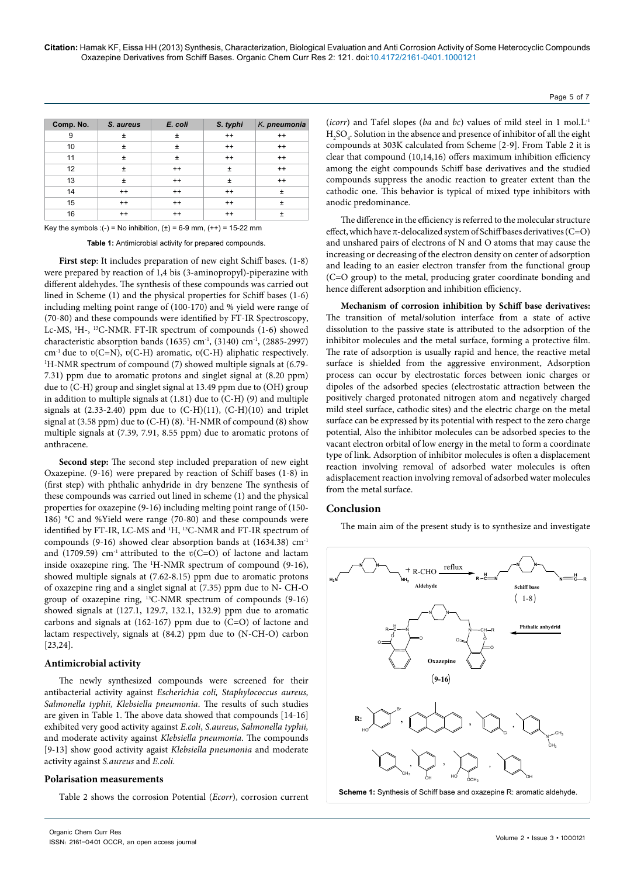| Comp. No. | *S. aureus* | *E. coli* | *S. typhi* | *K. pneumonia* |
|---|---|---|---|---|
| 9 | ± | ± | ++ | ++ |
| 10 | ± | ± | ++ | ++ |
| 11 | ± | ± | ++ | ++ |
| 12 | ± | ++ | ± | ++ |
| 13 | ± | ++ | ± | ++ |
| 14 | ++ | ++ | ++ | ± |
| 15 | ++ | ++ | ++ | ± |
| 16 | ++ | ++ | ++ | ± |

Key the symbols :(-) = No inhibition, (±) = 6-9 mm, (++) = 15-22 mm

**Table 1:** Antimicrobial activity for prepared compounds.

**First step**: It includes preparation of new eight Schiff bases. (1-8) were prepared by reaction of 1,4 bis (3-aminopropyl)-piperazine with different aldehydes. The synthesis of these compounds was carried out lined in Scheme (1) and the physical properties for Schiff bases (1-6) including melting point range of (100-170) and % yield were range of (70-80) and these compounds were identified by FT-IR Spectroscopy, Lc-MS, $^{1}$H-, $^{13}$C-NMR. FT-IR spectrum of compounds (1-6) showed characteristic absorption bands (1635) cm$^{-1}$, (3140) cm$^{-1}$, (2885-2997) cm$^{-1}$ due to υ(C=N), υ(C-H) aromatic, υ(C-H) aliphatic respectively. $^{1}$H-NMR spectrum of compound (7) showed multiple signals at (6.79-7.31) ppm due to aromatic protons and singlet signal at (8.20 ppm) due to (C-H) group and singlet signal at 13.49 ppm due to (OH) group in addition to multiple signals at (1.81) due to (C-H) (9) and multiple signals at (2.33-2.40) ppm due to (C-H)(11), (C-H)(10) and triplet signal at (3.58 ppm) due to (C-H) (8). $^{1}$H-NMR of compound (8) show multiple signals at (7.39, 7.91, 8.55 ppm) due to aromatic protons of anthracene.

**Second step:** The second step included preparation of new eight Oxazepine. (9-16) were prepared by reaction of Schiff bases (1-8) in (first step) with phthalic anhydride in dry benzene The synthesis of these compounds was carried out lined in scheme (1) and the physical properties for oxazepine (9-16) including melting point range of (150-186) °C and %Yield were range (70-80) and these compounds were identified by FT-IR, LC-MS and $^{1}$H, $^{13}$C-NMR and FT-IR spectrum of compounds (9-16) showed clear absorption bands (1634.38) cm$^{-1}$ and (1709.59) cm$^{-1}$ attributed to the υ(C=O) of lactone and lactam inside oxazepine ring. The $^{1}$H-NMR spectrum of compound (9-16), showed multiple signals at (7.62-8.15) ppm due to aromatic protons of oxazepine ring and a singlet signal at (7.35) ppm due to N- CH-O group of oxazepine ring, $^{13}$C-NMR spectrum of compounds (9-16) showed signals at (127.1, 129.7, 132.1, 132.9) ppm due to aromatic carbons and signals at (162-167) ppm due to (C=O) of lactone and lactam respectively, signals at (84.2) ppm due to (N-CH-O) carbon [23,24].

## Antimicrobial activity

The newly synthesized compounds were screened for their antibacterial activity against *Escherichia coli, Staphylococcus aureus, Salmonella typhii, Klebsiella pneumonia*. The results of such studies are given in Table 1. The above data showed that compounds [14-16] exhibited very good activity against *E.coli*, *S.aureus*, *Salmonella typhii,* and moderate activity against *Klebsiella pneumonia*. The compounds [9-13] show good activity agaist *Klebsiella pneumonia* and moderate activity against *S.aureus* and *E.coli*.

## Polarisation measurements

Table 2 shows the corrosion Potential (*Ecorr*), corrosion current (*icorr*) and Tafel slopes (*ba* and *bc*) values of mild steel in 1 mol.L$^{-1}$ $H_2SO_4$. Solution in the absence and presence of inhibitor of all the eight compounds at 303K calculated from Scheme [2-9]. From Table 2 it is clear that compound (10,14,16) offers maximum inhibition efficiency among the eight compounds Schiff base derivatives and the studied compounds suppress the anodic reaction to greater extent than the cathodic one. This behavior is typical of mixed type inhibitors with anodic predominance.

The difference in the efficiency is referred to the molecular structure effect, which have π-delocalized system of Schiff bases derivatives (C=O) and unshared pairs of electrons of N and O atoms that may cause the increasing or decreasing of the electron density on center of adsorption and leading to an easier electron transfer from the functional group (C=O group) to the metal, producing grater coordinate bonding and hence different adsorption and inhibition efficiency.

**Mechanism of corrosion inhibition by Schiff base derivatives:** The transition of metal/solution interface from a state of active dissolution to the passive state is attributed to the adsorption of the inhibitor molecules and the metal surface, forming a protective film. The rate of adsorption is usually rapid and hence, the reactive metal surface is shielded from the aggresive environment, Adsorption process can occur by electrostatic forces between ionic charges or dipoles of the adsorbed species (electrostatic attraction between the positively charged protonated nitrogen atom and negatively charged mild steel surface, cathodic sites) and the electric charge on the metal surface can be expressed by its potential with respect to the zero charge potential, Also the inhibitor molecules can be adsorbed species to the vacant electron orbital of low energy in the metal to form a coordinate type of link. Adsorption of inhibitor molecules is often a displacement reaction involving removal of adsorbed water molecules is often adisplacement reaction involving removal of adsorbed water molecules from the metal surface.

## Conclusion

The main aim of the present study is to synthesize and investigate

**Scheme 1:** Synthesis of Schiff base and oxazepine R: aromatic aldehyde.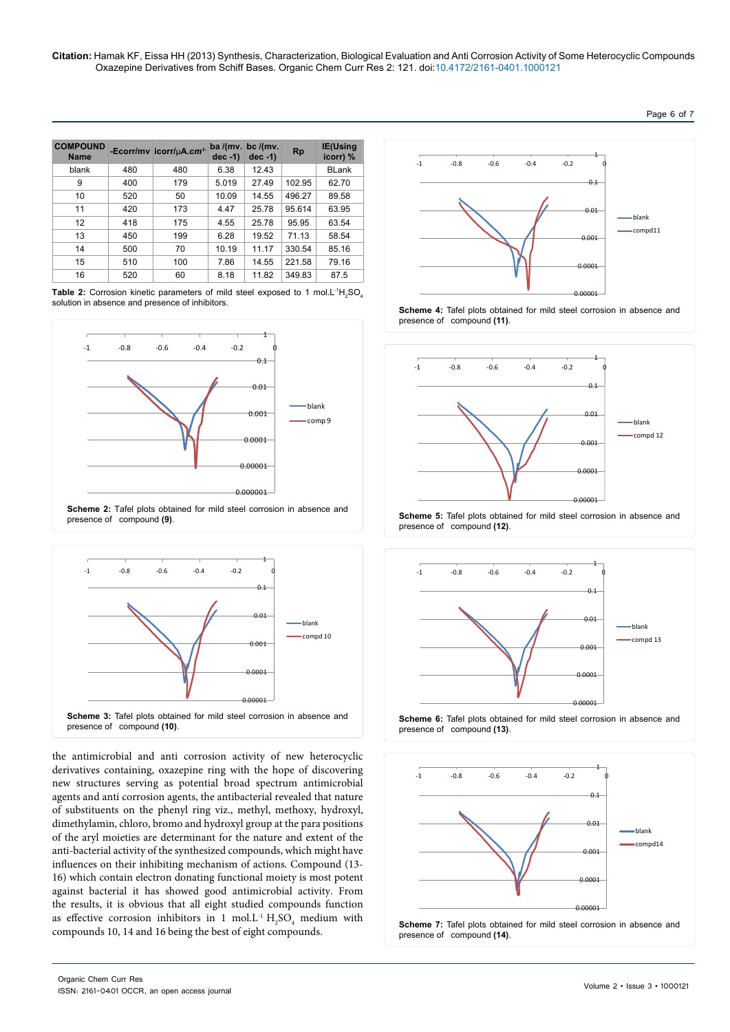| COMPOUND Name | -Ecorr/mv | icorr/μA.cm$^{-1}$ | ba /(mv. dec -1) | bc /(mv. dec -1) | Rp | IE(Using icorr) % |
|---|---|---|---|---|---|---|
| blank | 480 | 480 | 6.38 | 12.43 | | BLank |
| 9 | 400 | 179 | 5.019 | 27.49 | 102.95 | 62.70 |
| 10 | 520 | 50 | 10.09 | 14.55 | 496.27 | 89.58 |
| 11 | 420 | 173 | 4.47 | 25.78 | 95.614 | 63.95 |
| 12 | 418 | 175 | 4.55 | 25.78 | 95.95 | 63.54 |
| 13 | 450 | 199 | 6.28 | 19.52 | 71.13 | 58.54 |
| 14 | 500 | 70 | 10.19 | 11.17 | 330.54 | 85.16 |
| 15 | 510 | 100 | 7.86 | 14.55 | 221.58 | 79.16 |
| 16 | 520 | 60 | 8.18 | 11.82 | 349.83 | 87.5 |

**Table 2:** Corrosion kinetic parameters of mild steel exposed to 1 mol.L$^{-1}$$H_2SO_4$ solution in absence and presence of inhibitors.

**Scheme 2:** Tafel plots obtained for mild steel corrosion in absence and presence of compound **(9)**.

**Scheme 3:** Tafel plots obtained for mild steel corrosion in absence and presence of compound **(10)**.

the antimicrobial and anti corrosion activity of new heterocyclic derivatives containing, oxazepine ring with the hope of discovering new structures serving as potential broad spectrum antimicrobial agents and anti corrosion agents, the antibacterial revealed that nature of substituents on the phenyl ring viz., methyl, methoxy, hydroxyl, dimethylamin, chloro, bromo and hydroxyl group at the para positions of the aryl moieties are determinant for the nature and extent of the anti-bacterial activity of the synthesized compounds, which might have influences on their inhibiting mechanism of actions. Compound (13-16) which contain electron donating functional moiety is most potent against bacterial it has showed good antimicrobial activity. From the results, it is obvious that all eight studied compounds function as effective corrosion inhibitors in 1 mol.L$^{-1}$ $H_2SO_4$ medium with compounds 10, 14 and 16 being the best of eight compounds.

**Scheme 4:** Tafel plots obtained for mild steel corrosion in absence and presence of compound **(11)**.

**Scheme 5:** Tafel plots obtained for mild steel corrosion in absence and presence of compound **(12)**.

**Scheme 6:** Tafel plots obtained for mild steel corrosion in absence and presence of compound **(13)**.

**Scheme 7:** Tafel plots obtained for mild steel corrosion in absence and presence of compound **(14)**.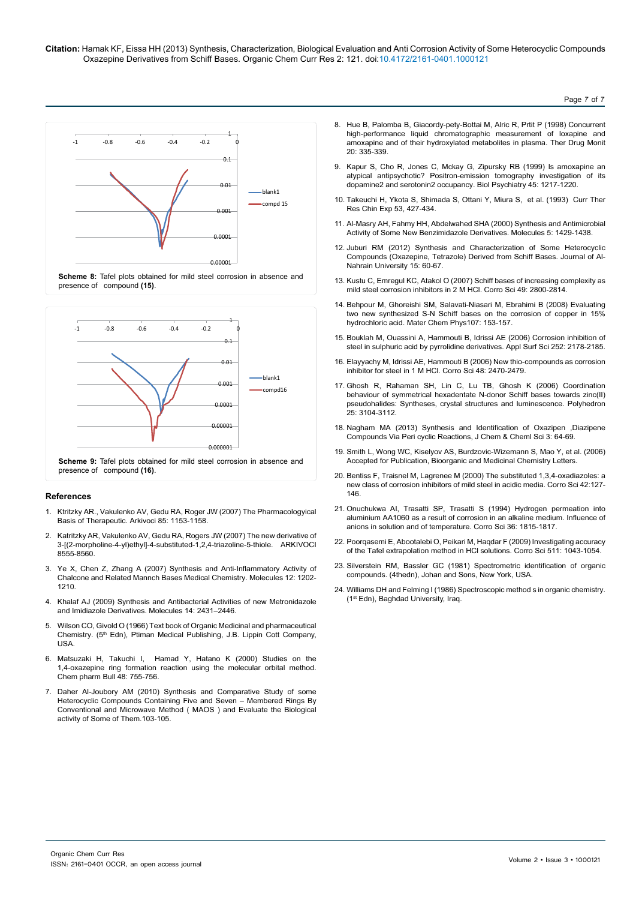-1
-0.8
-0.6
-0.4
-0.2
0
1
0.1
0.01
0.001
0.0001
0.00001
blank1
compd 15

**Scheme 8:** Tafel plots obtained for mild steel corrosion in absence and presence of compound **(15)**.

-1
-0.8
-0.6
-0.4
-0.2
0
1
0.1
0.01
0.001
0.0001
0.00001
0.000001
blank1
compd16

**Scheme 9:** Tafel plots obtained for mild steel corrosion in absence and presence of compound **(16)**.

## References

1. Ktritzky AR., Vakulenko AV, Gedu RA, Roger JW (2007) The Pharmacologyical Basis of Therapeutic. Arkivoci 85: 1153-1158.
2. Katritzky AR, Vakulenko AV, Gedu RA, Rogers JW (2007) The new derivative of 3-[(2-morpholine-4-yl)ethyl]-4-substituted-1,2,4-triazoline-5-thiole. ARKIVOCI 8555-8560.
3. Ye X, Chen Z, Zhang A (2007) Synthesis and Anti-Inflammatory Activity of Chalcone and Related Mannch Bases Medical Chemistry. Molecules 12: 1202-1210.
4. Khalaf AJ (2009) Synthesis and Antibacterial Activities of new Metronidazole and Imidiazole Derivatives. Molecules 14: 2431–2446.
5. Wilson CO, Givold O (1966) Text book of Organic Medicinal and pharmaceutical Chemistry. (5th Edn), Ptiman Medical Publishing, J.B. Lippin Cott Company, USA.
6. Matsuzaki H, Takuchi I, Hamad Y, Hatano K (2000) Studies on the 1,4-oxazepine ring formation reaction using the molecular orbital method. Chem pharm Bull 48: 755-756.
7. Daher Al-Joubory AM (2010) Synthesis and Comparative Study of some Heterocyclic Compounds Containing Five and Seven – Membered Rings By Conventional and Microwave Method ( MAOS ) and Evaluate the Biological activity of Some of Them.103-105.
8. Hue B, Palomba B, Giacordy-pety-Bottai M, Alric R, Prtit P (1998) Concurrent high-performance liquid chromatographic measurement of loxapine and amoxapine and of their hydroxylated metabolites in plasma. Ther Drug Monit 20: 335-339.
9. Kapur S, Cho R, Jones C, Mckay G, Zipursky RB (1999) Is amoxapine an atypical antipsychotic? Positron-emission tomography investigation of its dopamine2 and serotonin2 occupancy. Biol Psychiatry 45: 1217-1220.
10. Takeuchi H, Ykota S, Shimada S, Ottani Y, Miura S, et al. (1993) Curr Ther Res Chin Exp 53, 427-434.
11. Al-Masry AH, Fahmy HH, Abdelwahed SHA (2000) Synthesis and Antimicrobial Activity of Some New Benzimidazole Derivatives. Molecules 5: 1429-1438.
12. Juburi RM (2012) Synthesis and Characterization of Some Heterocyclic Compounds (Oxazepine, Tetrazole) Derived from Schiff Bases. Journal of Al-Nahrain University 15: 60-67.
13. Kustu C, Emregul KC, Atakol O (2007) Schiff bases of increasing complexity as mild steel corrosion inhibitors in 2 M HCl. Corro Sci 49: 2800-2814.
14. Behpour M, Ghoreishi SM, Salavati-Niasari M, Ebrahimi B (2008) Evaluating two new synthesized S-N Schiff bases on the corrosion of copper in 15% hydrochloric acid. Mater Chem Phys107: 153-157.
15. Bouklah M, Ouassini A, Hammouti B, Idrissi AE (2006) Corrosion inhibition of steel in sulphuric acid by pyrrolidine derivatives. Appl Surf Sci 252: 2178-2185.
16. Elayyachy M, Idrissi AE, Hammouti B (2006) New thio-compounds as corrosion inhibitor for steel in 1 M HCl. Corro Sci 48: 2470-2479.
17. Ghosh R, Rahaman SH, Lin C, Lu TB, Ghosh K (2006) Coordination behaviour of symmetrical hexadentate N-donor Schiff bases towards zinc(II) pseudohalides: Syntheses, crystal structures and luminescence. Polyhedron 25: 3104-3112.
18. Nagham MA (2013) Synthesis and Identification of Oxazipen ,Diazipene Compounds Via Peri cyclic Reactions, J Chem & Cheml Sci 3: 64-69.
19. Smith L, Wong WC, Kiselyov AS, Burdzovic-Wizemann S, Mao Y, et al. (2006) Accepted for Publication, Bioorganic and Medicinal Chemistry Letters.
20. Bentiss F, Traisnel M, Lagrenee M (2000) The substituted 1,3,4-oxadiazoles: a new class of corrosion inhibitors of mild steel in acidic media. Corro Sci 42:127-146.
21. Onuchukwa AI, Trasatti SP, Trasatti S (1994) Hydrogen permeation into aluminium AA1060 as a result of corrosion in an alkaline medium. Influence of anions in solution and of temperature. Corro Sci 36: 1815-1817.
22. Poorqasemi E, Abootalebi O, Peikari M, Haqdar F (2009) Investigating accuracy of the Tafel extrapolation method in HCl solutions. Corro Sci 511: 1043-1054.
23. Silverstein RM, Bassler GC (1981) Spectrometric identification of organic compounds. (4thedn), Johan and Sons, New York, USA.
24. Williams DH and Felming I (1986) Spectroscopic method s in organic chemistry. (1st Edn), Baghdad University, Iraq.